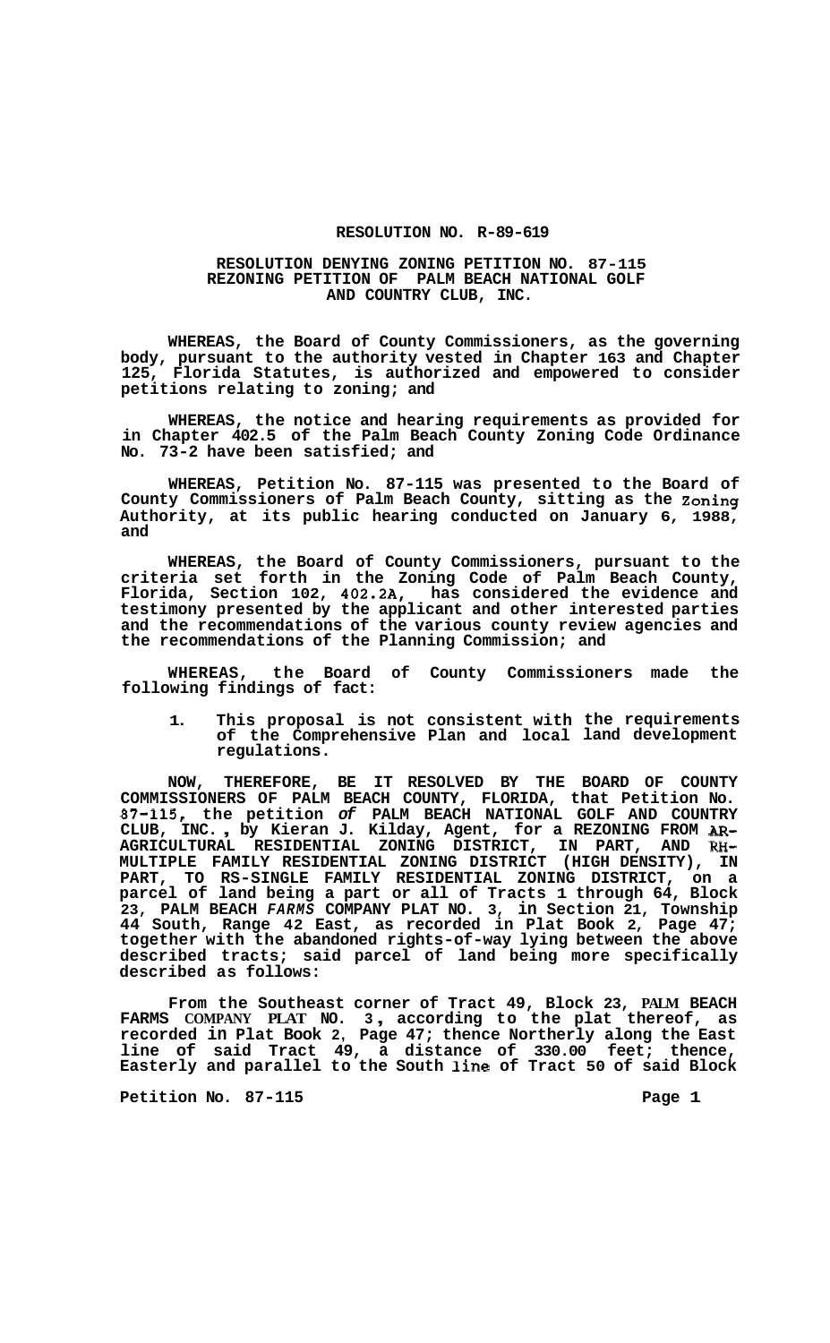**RESOLUTION NO. R-89-619**

**RESOLUTION DENYING ZONING PETITION NO. 87-115 REZONING PETITION OF PALM BEACH NATIONAL GOLF AND COUNTRY CLUB, INC.**

WHEREAS, the Board of County Commissioners, as the governing body, pursuant to the authority vested in Chapter 163 and Chapter 125, Florida Statutes, is authorized and empowered to consider petitions relating to zoning; and

WHEREAS, the notice and hearing requirements as provided for in Chapter 402.5 of the Palm Beach County Zoning Code Ordinance No. 73-2 have been satisfied; and

WHEREAS, Petition No. 87-115 was presented to the Board of County Commissioners of Palm Beach County, sitting as the Zoning Authority, at its public hearing conducted on January 6, 1988, and

WHEREAS, the Board of County Commissioners, pursuant to the criteria set forth in the Zoning Code of Palm Beach County, Florida, Section 102, 402.2A, has considered the evidence and testimony presented by the applicant and other interested parties and the recommendations of the various county review agencies and the recommendations of the Planning Commission; and

WHEREAS, the Board of County Commissioners made the following findings of fact:

1. This proposal is not consistent with the requirements of the Comprehensive Plan and local land development regulations.

NOW, THEREFORE, BE IT RESOLVED BY THE BOARD OF COUNTY COMMISSIONERS OF PALM BEACH COUNTY, FLORIDA, that Petition No. 87-115, the petition *of* PALM BEACH NATIONAL GOLF AND COUNTRY CLUB, INC., by Kieran J. Kilday, Agent, for a REZONING FROM AR-AGRICULTURAL RESIDENTIAL ZONING DISTRICT, IN PART, AND RH-MULTIPLE FAMILY RESIDENTIAL ZONING DISTRICT (HIGH DENSITY), IN PART, TO RS-SINGLE FAMILY RESIDENTIAL ZONING DISTRICT, on a parcel of land being a part or all of Tracts 1 through 64, Block 23, PALM BEACH *FARMS* COMPANY PLAT NO. 3, in Section 21, Township 44 South, Range 42 East, as recorded in Plat Book 2, Page 47; together with the abandoned rights-of-way lying between the above described tracts; said parcel of land being more specifically described as follows:

From the Southeast corner of Tract 49, Block 23, PALM BEACH FARMS COMPANY PLAT NO. 3, according to the plat thereof, as recorded in Plat Book 2, Page 47; thence Northerly along the East line of said Tract 49, a distance of 330.00 feet; thence, Easterly and parallel to the South line of Tract 50 of said Block

Petition No. 87-115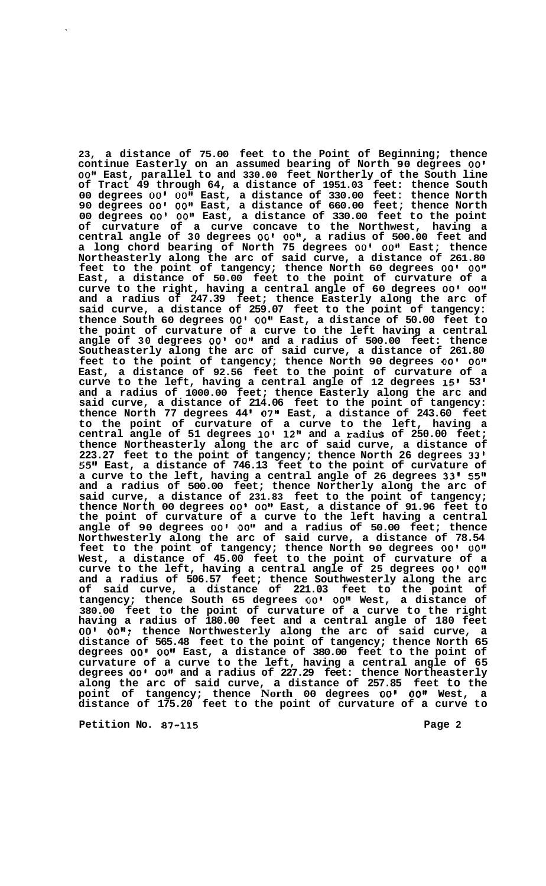23, a distance of 75.00 feet to the Point of Beginning; thence continue Easterly on an assumed bearing of North 90 degrees 00' 00" East, parallel to and 330.00 feet Northerly of the South line of Tract 49 through 64, a distance of 1951.03 feet: thence South 00 degrees 00' 00" East, a distance of 330.00 feet: thence North 90 degrees 00' 00" East, a distance of 660.00 feet; thence North 00 degrees 00' 00" East, a distance of 330.00 feet to the point of curvature of a curve concave to the Northwest, having a central angle of 30 degrees 00' 00", a radius of 500.00 feet and a long chord bearing of North 75 degrees 00' 00" East; thence Northeasterly along the arc of said curve, a distance of 261.80 feet to the point of tangency; thence North 60 degrees 00' 00" East, a distance of 50.00 feet to the point of curvature of a curve to the right, having a central angle of 60 degrees 00' 00" and a radius of 247.39 feet; thence Easterly along the arc of said curve, a distance of 259.07 feet to the point of tangency: thence South 60 degrees 00' 00" East, a distance of 50.00 feet to the point of curvature of a curve to the left having a central angle of 30 degrees 00' 00" and a radius of 500.00 feet: thence Southeasterly along the arc of said curve, a distance of 261.80 feet to the point of tangency; thence North 90 degrees 00' 00" East, a distance of 92.56 feet to the point of curvature of a curve to the left, having a central angle of 12 degrees 15' 53' and a radius of 1000.00 feet; thence Easterly along the arc and said curve, a distance of 214.06 feet to the point of tangency: thence North 77 degrees 44' 07" East, a distance of 243.60 feet to the point of curvature of a curve to the left, having a central angle of 51 degrees 10' 12" and a radius of 250.00 feet; thence Northeasterly along the arc of said curve, a distance of 223.27 feet to the point of tangency; thence North 26 degrees 33' 55" East, a distance of 746.13 feet to the point of curvature of a curve to the left, having a central angle of 26 degrees 33' 55" and a radius of 500.00 feet; thence Northerly along the arc of said curve, a distance of 231.83 feet to the point of tangency; thence North 00 degrees 00' 00" East, a distance of 91.96 feet to the point of curvature of a curve to the left having a central angle of 90 degrees 00' 00" and a radius of 50.00 feet; thence Northwesterly along the arc of said curve, a distance of 78.54 feet to the point of tangency; thence North 90 degrees 00' 00" West, a distance of 45.00 feet to the point of curvature of a curve to the left, having a central angle of 25 degrees 00' 00" and a radius of 506.57 feet; thence Southwesterly along the arc of said curve, a distance of 221.03 feet to the point of tangency; thence South 65 degrees 00' 00" West, a distance of 380.00 feet to the point of curvature of a curve to the right having a radius of 180.00 feet and a central angle of 180 feet 00' 00"; thence Northwesterly along the arc of said curve, a distance of 565.48 feet to the point of tangency; thence North 65 degrees 00' 00" East, a distance of 380.00 feet to the point of curvature of a curve to the left, having a central angle of 65 degrees 00' 00" and a radius of 227.29 feet: thence Northeasterly along the arc of said curve, a distance of 257.85 feet to the point of tangency; thence North 00 degrees 00' 00" West, a distance of 175.20 feet to the point of curvature of a curve to

Petition No. 87-115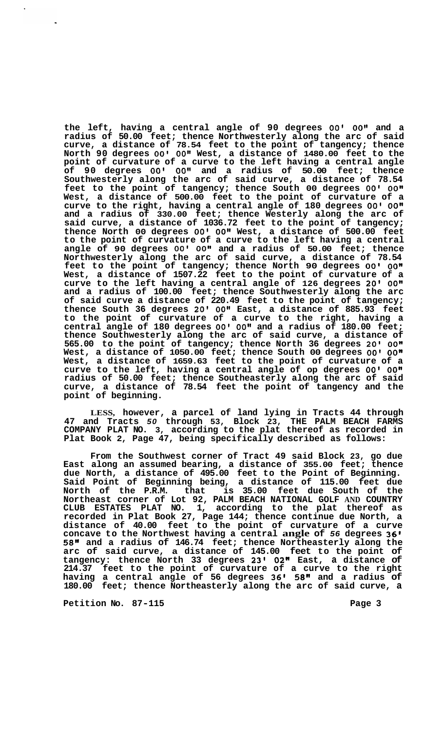the left, having a central angle of 90 degrees 00' 00" and a radius of 50.00 feet; thence Northwesterly along the arc of said curve, a distance of 78.54 feet to the point of tangency; thence North 90 degrees 00' 00" West, a distance of 1480.00 feet to the point of curvature of a curve to the left having a central angle of 90 degrees 00' 00" and a radius of 50.00 feet; thence Southwesterly along the arc of said curve, a distance of 78.54 feet to the point of tangency; thence South 00 degrees 00' 00" West, a distance of 500.00 feet to the point of curvature of a curve to the right, having a central angle of 180 degrees 00' 00" and a radius of 330.00 feet; thence Westerly along the arc of said curve, a distance of 1036.72 feet to the point of tangency; thence North 00 degrees 00' 00" West, a distance of 500.00 feet to the point of curvature of a curve to the left having a central angle of 90 degrees 00' 00" and a radius of 50.00 feet; thence Northwesterly along the arc of said curve, a distance of 78.54 feet to the point of tangency; thence North 90 degrees 00' 00" West, a distance of 1507.22 feet to the point of curvature of a curve to the left having a central angle of 126 degrees 20' 00" and a radius of 100.00 feet; thence Southwesterly along the arc of said curve a distance of 220.49 feet to the point of tangency; thence South 36 degrees 20' 00" East, a distance of 885.93 feet to the point of curvature of a curve to the right, having a central angle of 180 degrees 00' 00" and a radius of 180.00 feet; thence Southwesterly along the arc of said curve, a distance of 565.00 to the point of tangency; thence North 36 degrees 20' 00" West, a distance of 1050.00 feet; thence South 00 degrees 00' 00" West, a distance of 1659.63 feet to the point of curvature of a curve to the left, having a central angle of op degrees 00' 00" radius of 50.00 feet; thence Southeasterly along the arc of said curve, a distance of 78.54 feet the point of tangency and the point of beginning.

LESS, however, a parcel of land lying in Tracts 44 through 47 and Tracts 50 through 53, Block 23, THE PALM BEACH FARMS COMPANY PLAT NO. 3, according to the plat thereof as recorded in Plat Book 2, Page 47, being specifically described as follows:

From the Southwest corner of Tract 49 said Block 23, go due East along an assumed bearing, a distance of 355.00 feet; thence due North, a distance of 495.00 feet to the Point of Beginning. Said Point of Beginning being, a distance of 115.00 feet due North of the P.R.M. that is 35.00 feet due South of the Northeast corner of Lot 92, PALM BEACH NATIONAL GOLF AND COUNTRY CLUB ESTATES PLAT NO. 1, according to the plat thereof as recorded in Plat Book 27, Page 144; thence continue due North, a distance of 40.00 feet to the point of curvature of a curve concave to the Northwest having a central angle of 56 degrees 36' 58" and a radius of 146.74 feet; thence Northeasterly along the arc of said curve, a distance of 145.00 feet to the point of tangency: thence North 33 degrees 23' 02" East, a distance of 214.37 feet to the point of curvature of a curve to the right having a central angle of 56 degrees 36' 58" and a radius of 180.00 feet; thence Northeasterly along the arc of said curve, a

Petition No. 87-115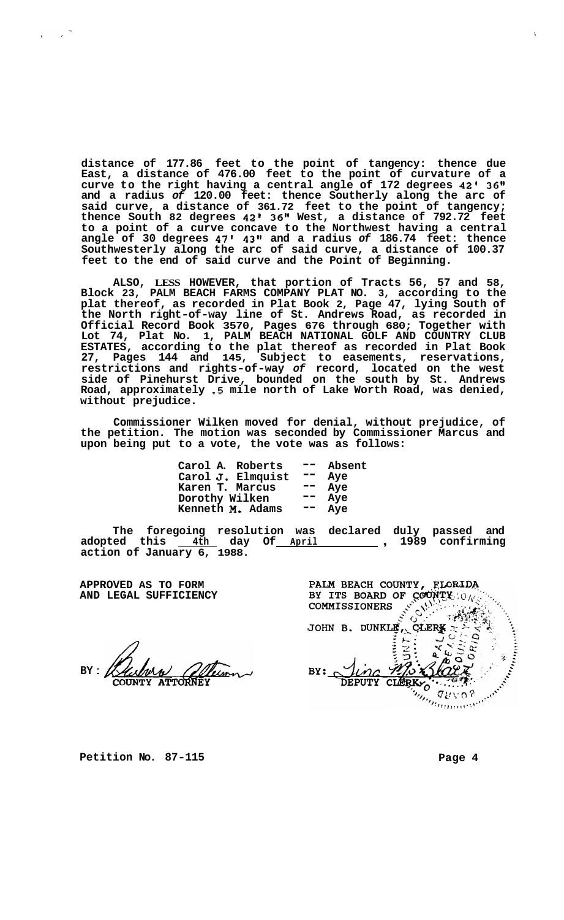distance of 177.86 feet to the point of tangency: thence due East, a distance of 476.00 feet to the point of curvature of a curve to the right having a central angle of 172 degrees 42' 36" and a radius of 120.00 feet: thence Southerly along the arc of said curve, a distance of 361.72 feet to the point of tangency; thence South 82 degrees 42' 36" West, a distance of 792.72 feet to a point of a curve concave to the Northwest having a central angle of 30 degrees 47' 43" and a radius of 186.74 feet: thence Southwesterly along the arc of said curve, a distance of 100.37 feet to the end of said curve and the Point of Beginning.

ALSO, LESS HOWEVER, that portion of Tracts 56, 57 and 58, Block 23, PALM BEACH FARMS COMPANY PLAT NO. 3, according to the plat thereof, as recorded in Plat Book 2, Page 47, lying South of the North right-of-way line of St. Andrews Road, as recorded in Official Record Book 3570, Pages 676 through 680; Together with Lot 74, Plat No. 1, PALM BEACH NATIONAL GOLF AND COUNTRY CLUB ESTATES, according to the plat thereof as recorded in Plat Book 27, Pages 144 and 145, Subject to easements, reservations, restrictions and rights-of-way of record, located on the west side of Pinehurst Drive, bounded on the south by St. Andrews Road, approximately .5 mile north of Lake Worth Road, was denied, without prejudice.

Commissioner Wilken moved for denial, without prejudice, of the petition. The motion was seconded by Commissioner Marcus and upon being put to a vote, the vote was as follows:

| | | |
|---|---|---|
| Carol A. Roberts | -- | Absent |
| Carol J. Elmquist | -- | Aye |
| Karen T. Marcus | -- | Aye |
| Dorothy Wilken | -- | Aye |
| Kenneth M. Adams | -- | Aye |

The foregoing resolution was declared duly passed and adopted this 4th day Of April, 1989 confirming action of January 6, 1988.

APPROVED AS TO FORM AND LEGAL SUFFICIENCY

BY: COUNTY ATTORNEY

PALM BEACH COUNTY, FLORIDA BY ITS BOARD OF COUNTY COMMISSIONERS

JOHN B. DUNKLE, CLERK

BY: DEPUTY CLERK

Petition No. 87-115